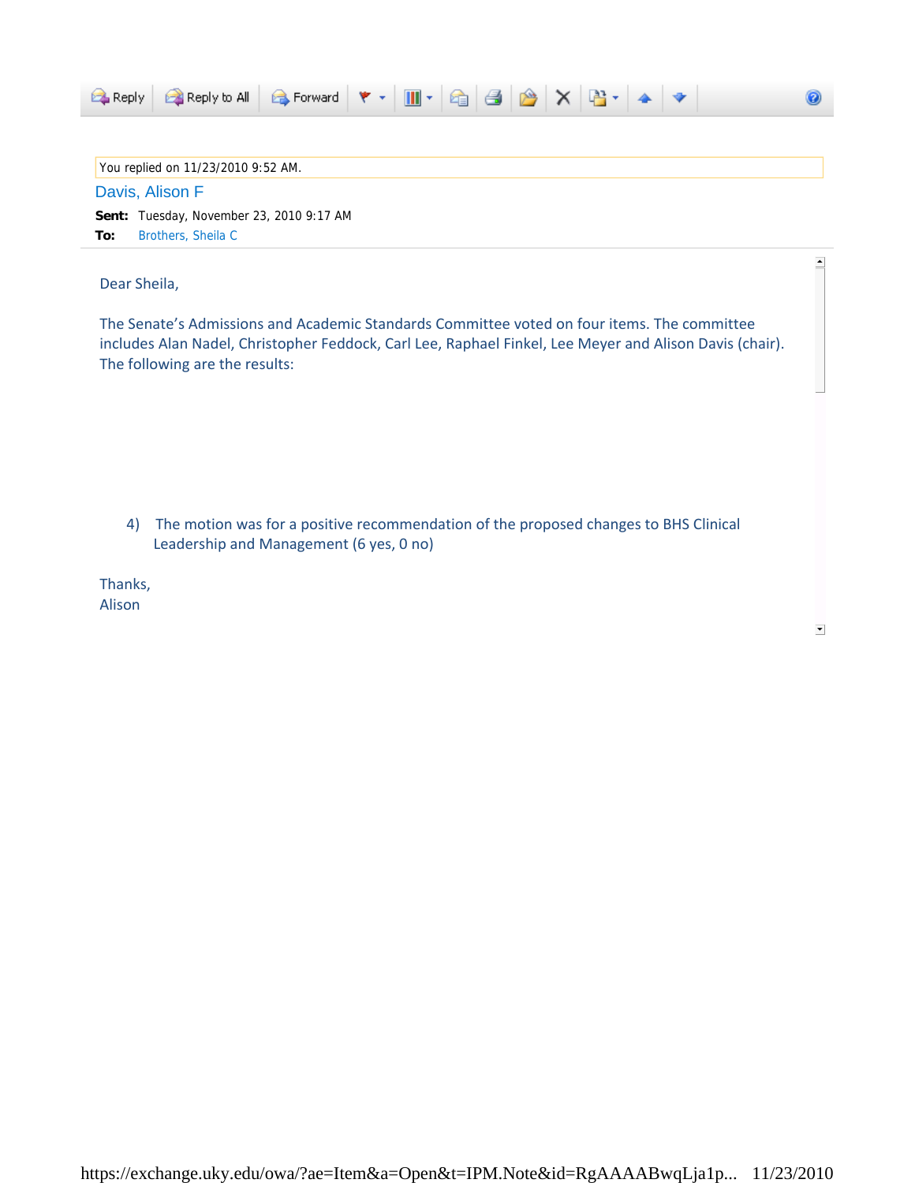Reply | Reply to All | Forward

You replied on 11/23/2010 9:52 AM.

Davis, Alison F

**Sent:** Tuesday, November 23, 2010 9:17 AM

**To:** Brothers, Sheila C

Dear Sheila,

The Senate's Admissions and Academic Standards Committee voted on four items. The committee includes Alan Nadel, Christopher Feddock, Carl Lee, Raphael Finkel, Lee Meyer and Alison Davis (chair). The following are the results:

4) The motion was for a positive recommendation of the proposed changes to BHS Clinical Leadership and Management (6 yes, 0 no)

Thanks,
Alison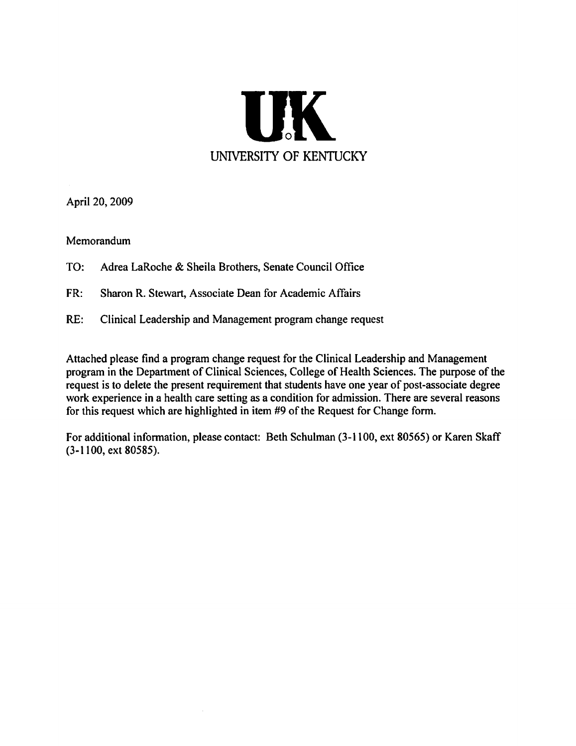# UK

## UNIVERSITY OF KENTUCKY

April 20, 2009

Memorandum

TO: Adrea LaRoche & Sheila Brothers, Senate Council Office

FR: Sharon R. Stewart, Associate Dean for Academic Affairs

RE: Clinical Leadership and Management program change request

Attached please find a program change request for the Clinical Leadership and Management program in the Department of Clinical Sciences, College of Health Sciences. The purpose of the request is to delete the present requirement that students have one year of post-associate degree work experience in a health care setting as a condition for admission. There are several reasons for this request which are highlighted in item #9 of the Request for Change form.

For additional information, please contact: Beth Schulman (3-1100, ext 80565) or Karen Skaff (3-1100, ext 80585).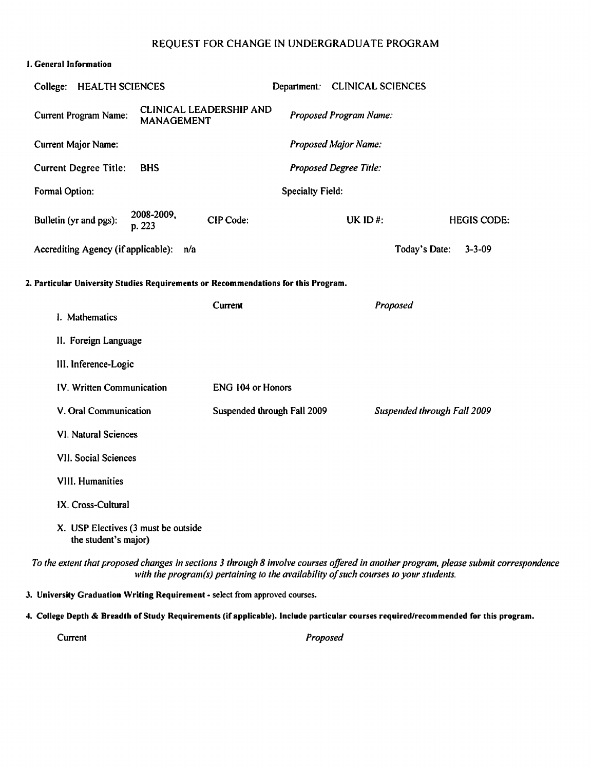# REQUEST FOR CHANGE IN UNDERGRADUATE PROGRAM

**1. General Information**

| | | | |
|---|---|---|---|
| College: HEALTH SCIENCES | | Department: CLINICAL SCIENCES | |
| Current Program Name: | CLINICAL LEADERSHIP AND MANAGEMENT | *Proposed Program Name:* | |
| Current Major Name: | | *Proposed Major Name:* | |
| Current Degree Title: | BHS | *Proposed Degree Title:* | |
| Formal Option: | | Specialty Field: | |

Bulletin (yr and pgs): 2008-2009, p. 223 CIP Code: UK ID #: HEGIS CODE:

Accrediting Agency (if applicable): n/a Today's Date: 3-3-09

**2. Particular University Studies Requirements or Recommendations for this Program.**

| | Current | *Proposed* |
|---|---|---|
| I. Mathematics | | |
| II. Foreign Language | | |
| III. Inference-Logic | | |
| IV. Written Communication | ENG 104 or Honors | |
| V. Oral Communication | Suspended through Fall 2009 | *Suspended through Fall 2009* |
| VI. Natural Sciences | | |
| VII. Social Sciences | | |
| VIII. Humanities | | |
| IX. Cross-Cultural | | |
| X. USP Electives (3 must be outside the student's major) | | |

*To the extent that proposed changes in sections 3 through 8 involve courses offered in another program, please submit correspondence with the program(s) pertaining to the availability of such courses to your students.*

**3. University Graduation Writing Requirement** - select from approved courses.

**4. College Depth & Breadth of Study Requirements (if applicable). Include particular courses required/recommended for this program.**

| Current | *Proposed* |
|---|---|
| | |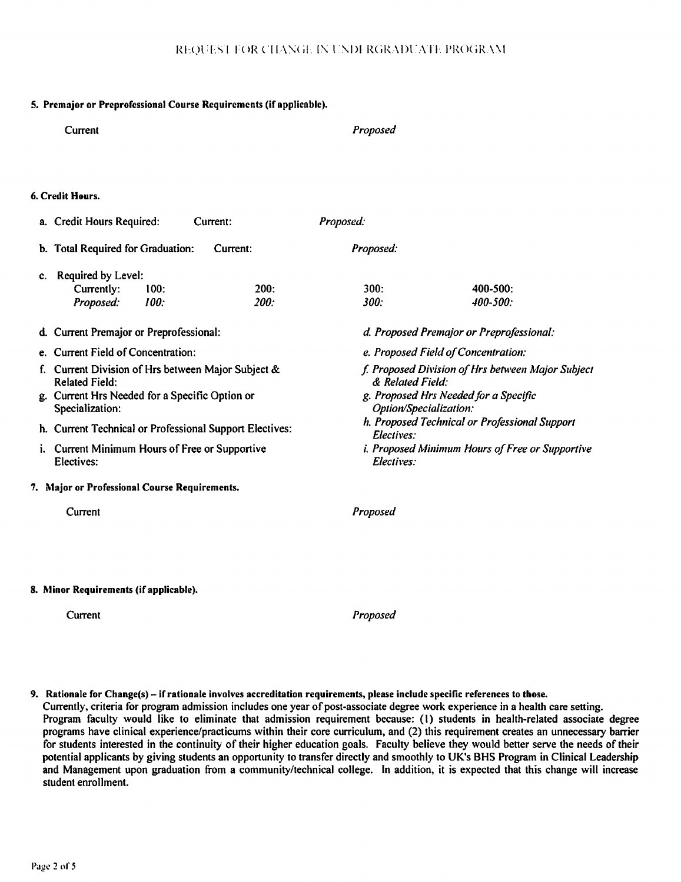## REQUEST FOR CHANGE IN UNDERGRADUATE PROGRAM

**5. Premajor or Preprofessional Course Requirements (if applicable).**

Current | *Proposed*

**6. Credit Hours.**

a. Credit Hours Required: Current: *Proposed:*

b. Total Required for Graduation: Current: *Proposed:*

c. Required by Level:

| | | | | |
|---|---|---|---|---|
| Currently: | 100: | 200: | 300: | 400-500: |
| *Proposed:* | *100:* | *200:* | *300:* | *400-500:* |

| Current | *Proposed* |
|---|---|
| d. Current Premajor or Preprofessional: | *d. Proposed Premajor or Preprofessional:* |
| e. Current Field of Concentration: | *e. Proposed Field of Concentration:* |
| f. Current Division of Hrs between Major Subject & Related Field: | *f. Proposed Division of Hrs between Major Subject & Related Field:* |
| g. Current Hrs Needed for a Specific Option or Specialization: | *g. Proposed Hrs Needed for a Specific Option/Specialization:* |
| h. Current Technical or Professional Support Electives: | *h. Proposed Technical or Professional Support Electives:* |
| i. Current Minimum Hours of Free or Supportive Electives: | *i. Proposed Minimum Hours of Free or Supportive Electives:* |

**7. Major or Professional Course Requirements.**

Current | *Proposed*

**8. Minor Requirements (if applicable).**

Current | *Proposed*

**9. Rationale for Change(s) – if rationale involves accreditation requirements, please include specific references to those.**

Currently, criteria for program admission includes one year of post-associate degree work experience in a health care setting. Program faculty would like to eliminate that admission requirement because: (1) students in health-related associate degree programs have clinical experience/practicums within their core curriculum, and (2) this requirement creates an unnecessary barrier for students interested in the continuity of their higher education goals. Faculty believe they would better serve the needs of their potential applicants by giving students an opportunity to transfer directly and smoothly to UK's BHS Program in Clinical Leadership and Management upon graduation from a community/technical college. In addition, it is expected that this change will increase student enrollment.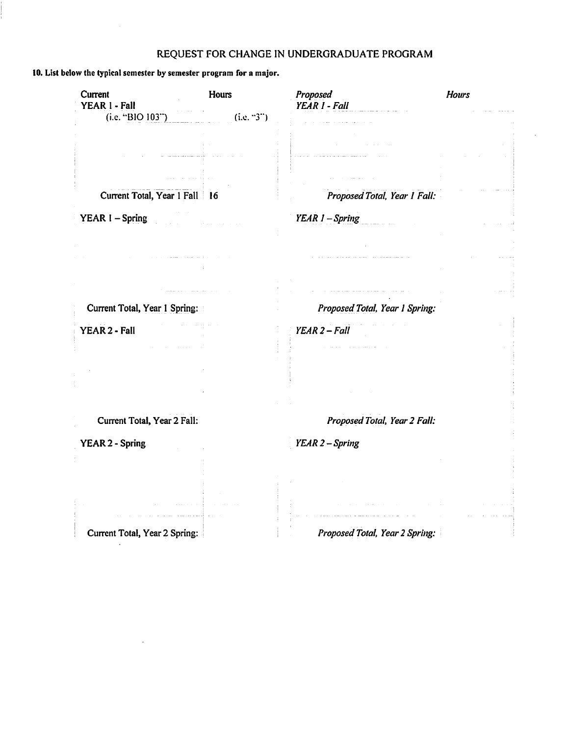# REQUEST FOR CHANGE IN UNDERGRADUATE PROGRAM

**10. List below the typical semester by semester program for a major.**

| **Current** | **Hours** | *Proposed* | *Hours* |
|---|---|---|---|
| **YEAR 1 - Fall** | | *YEAR 1 - Fall* | |
| (i.e. "BIO 103") | (i.e. "3") | | |
| | | | |
| | | | |
| **Current Total, Year 1 Fall** | **16** | *Proposed Total, Year 1 Fall:* | |
| **YEAR 1 – Spring** | | *YEAR 1 – Spring* | |
| | | | |
| | | | |
| **Current Total, Year 1 Spring:** | | *Proposed Total, Year 1 Spring:* | |
| **YEAR 2 - Fall** | | *YEAR 2 – Fall* | |
| | | | |
| | | | |
| **Current Total, Year 2 Fall:** | | *Proposed Total, Year 2 Fall:* | |
| **YEAR 2 - Spring** | | *YEAR 2 – Spring* | |
| | | | |
| | | | |
| **Current Total, Year 2 Spring:** | | *Proposed Total, Year 2 Spring:* | |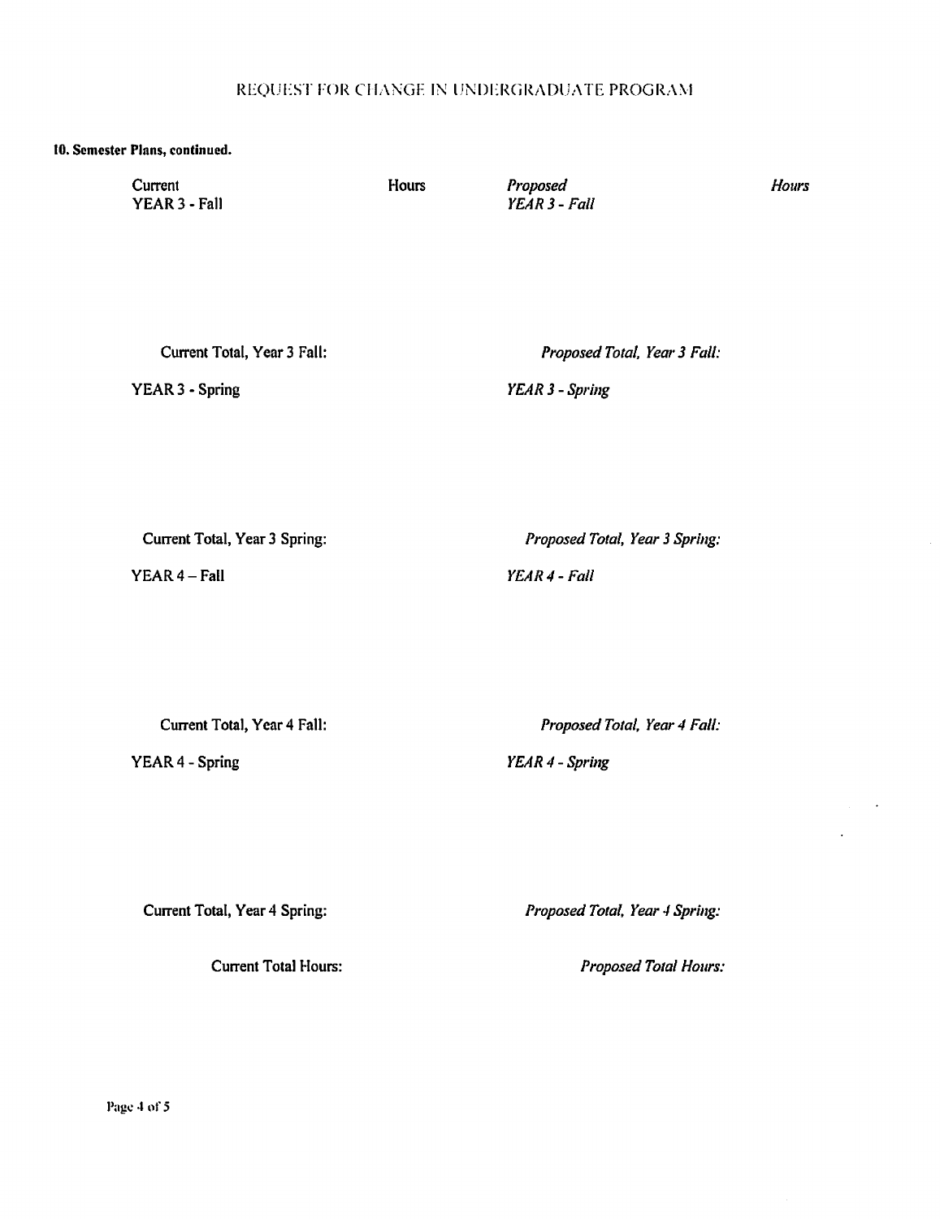REQUEST FOR CHANGE IN UNDERGRADUATE PROGRAM

**10. Semester Plans, continued.**

| Current | Hours | *Proposed* | *Hours* |
| --- | --- | --- | --- |
| YEAR 3 - Fall | | *YEAR 3 - Fall* | |
| Current Total, Year 3 Fall: | | *Proposed Total, Year 3 Fall:* | |
| YEAR 3 - Spring | | *YEAR 3 - Spring* | |
| Current Total, Year 3 Spring: | | *Proposed Total, Year 3 Spring:* | |
| YEAR 4 – Fall | | *YEAR 4 - Fall* | |
| Current Total, Year 4 Fall: | | *Proposed Total, Year 4 Fall:* | |
| YEAR 4 - Spring | | *YEAR 4 - Spring* | |
| Current Total, Year 4 Spring: | | *Proposed Total, Year 4 Spring:* | |
| Current Total Hours: | | *Proposed Total Hours:* | |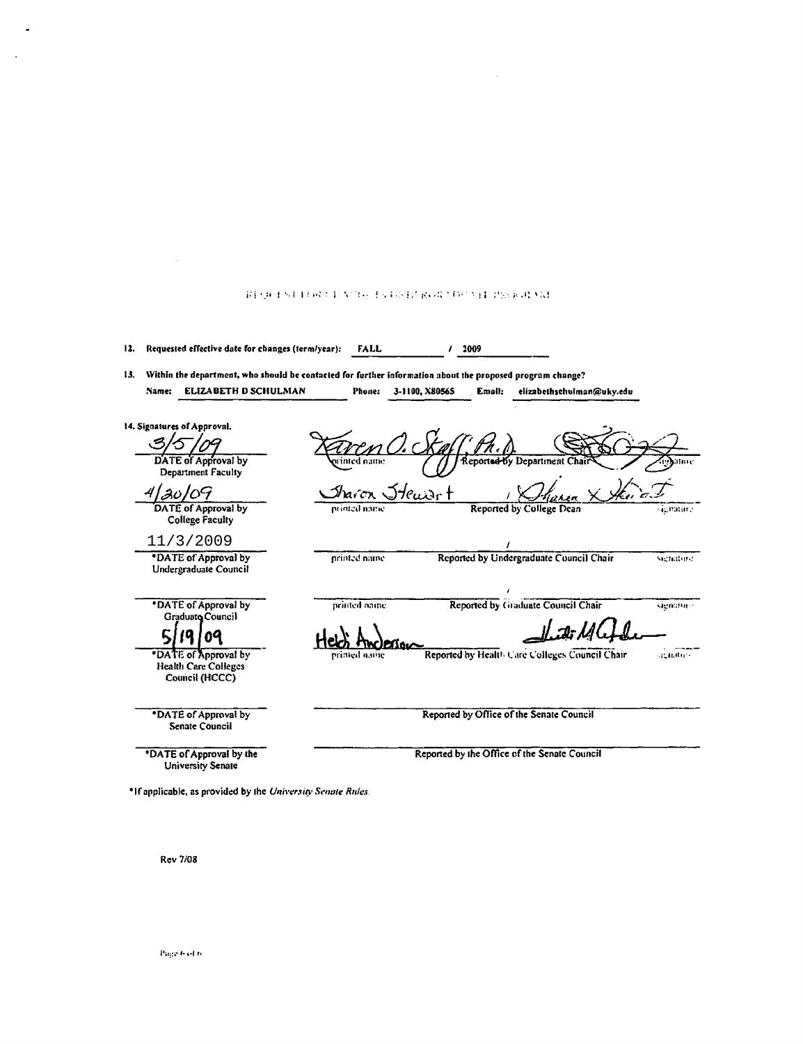REQUEST FOR CHANGE IN UNDERGRADUATE PROGRAM

12. Requested effective date for changes (term/year): FALL / 2009

13. Within the department, who should be contacted for further information about the proposed program change?

Name: ELIZABETH D SCHULMAN    Phone: 3-1100, X80565    Email: elizabethschulman@uky.edu

14. Signatures of Approval.

| Date | Printed name | Reported by | Signature |
|---|---|---|---|
| 3/5/09<br>DATE of Approval by Department Faculty | Karen O. Skaff, Ph.D.<br>printed name | Reported by Department Chair | (signature)<br>signature |
| 4/20/09<br>DATE of Approval by College Faculty | Sharon Stewart<br>printed name | Reported by College Dean | / Sharon X Stewart<br>signature |
| 11/3/2009<br>*DATE of Approval by Undergraduate Council | printed name | Reported by Undergraduate Council Chair | /<br>signature |
| *DATE of Approval by Graduate Council | printed name | Reported by Graduate Council Chair | signature |
| 5/19/09<br>*DATE of Approval by Health Care Colleges Council (HCCC) | Heidi Anderson<br>printed name | Reported by Health Care Colleges Council Chair | (signature)<br>signature |
| *DATE of Approval by Senate Council | | Reported by Office of the Senate Council | |
| *DATE of Approval by the University Senate | | Reported by the Office of the Senate Council | |

*If applicable, as provided by the *University Senate Rules*.

Rev 7/08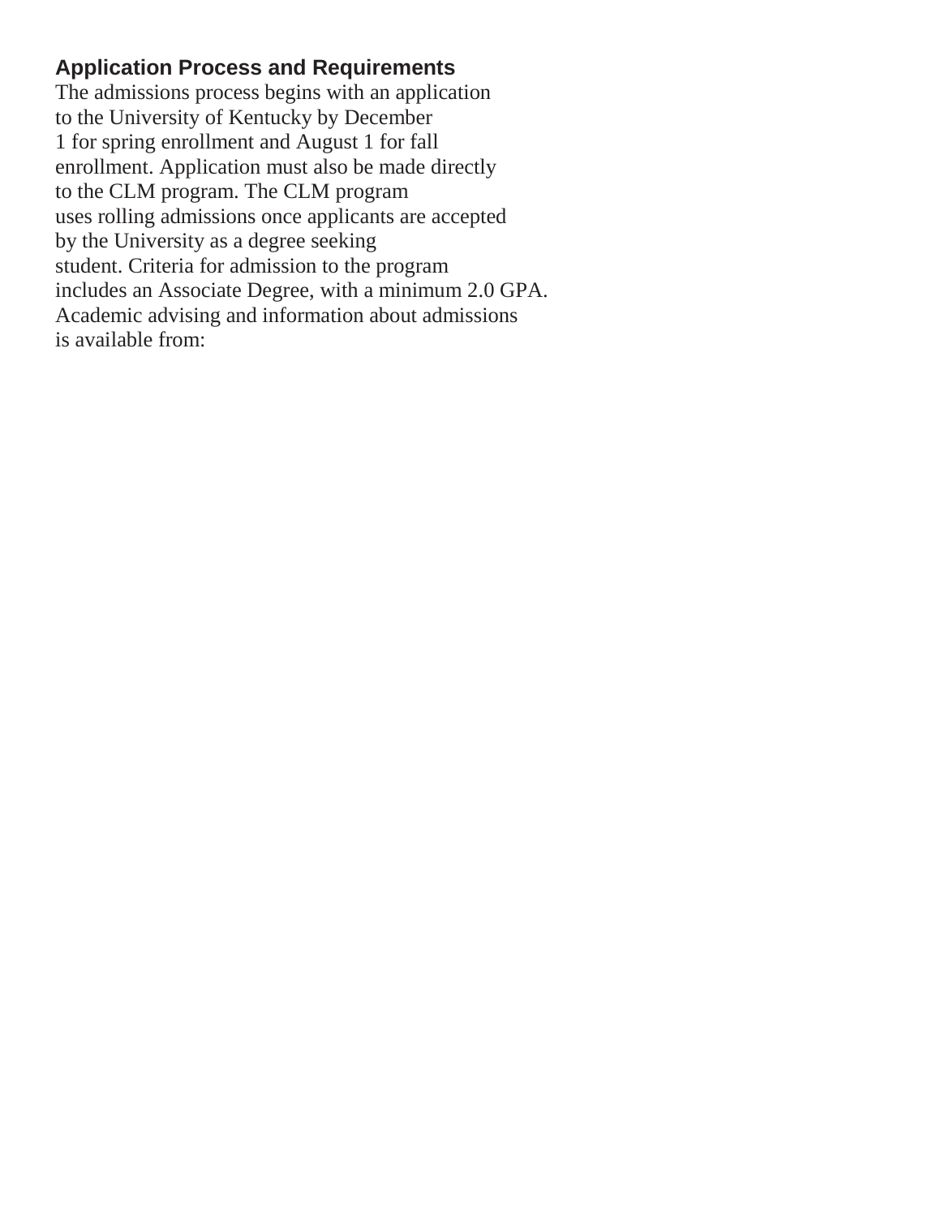### Application Process and Requirements

The admissions process begins with an application to the University of Kentucky by December 1 for spring enrollment and August 1 for fall enrollment. Application must also be made directly to the CLM program. The CLM program uses rolling admissions once applicants are accepted by the University as a degree seeking student. Criteria for admission to the program includes an Associate Degree, with a minimum 2.0 GPA. Academic advising and information about admissions is available from: